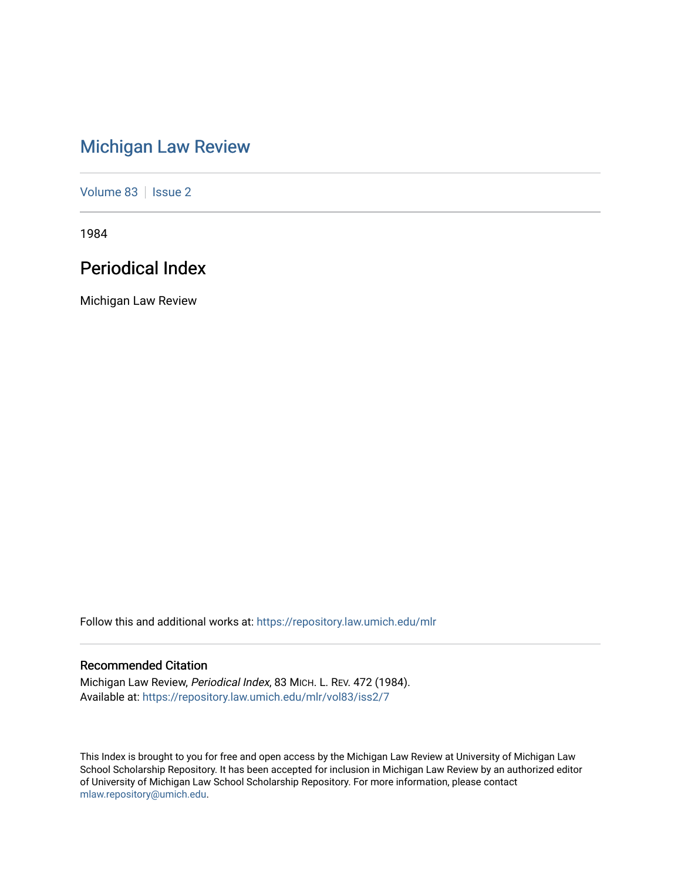# Michigan Law Review

Volume 83 | Issue 2

1984

## Periodical Index

Michigan Law Review

Follow this and additional works at: https://repository.law.umich.edu/mlr

### Recommended Citation

Michigan Law Review, *Periodical Index*, 83 MICH. L. REV. 472 (1984).
Available at: https://repository.law.umich.edu/mlr/vol83/iss2/7

This Index is brought to you for free and open access by the Michigan Law Review at University of Michigan Law School Scholarship Repository. It has been accepted for inclusion in Michigan Law Review by an authorized editor of University of Michigan Law School Scholarship Repository. For more information, please contact mlaw.repository@umich.edu.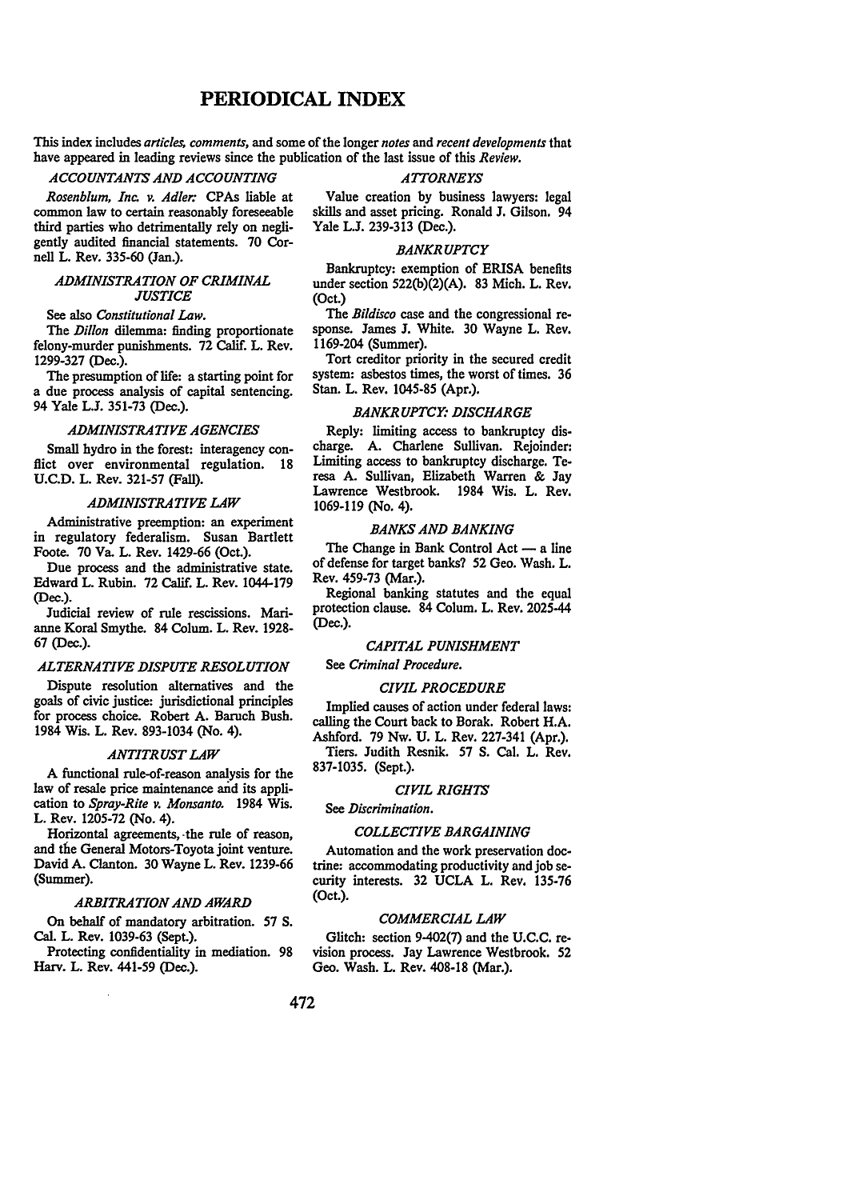# PERIODICAL INDEX

This index includes *articles, comments*, and some of the longer *notes* and *recent developments* that have appeared in leading reviews since the publication of the last issue of this *Review*.

### *ACCOUNTANTS AND ACCOUNTING*

*Rosenblum, Inc. v. Adler:* CPAs liable at common law to certain reasonably foreseeable third parties who detrimentally rely on negligently audited financial statements. 70 Cornell L. Rev. 335-60 (Jan.).

### *ADMINISTRATION OF CRIMINAL JUSTICE*

See also *Constitutional Law.*

The *Dillon* dilemma: finding proportionate felony-murder punishments. 72 Calif. L. Rev. 1299-327 (Dec.).

The presumption of life: a starting point for a due process analysis of capital sentencing. 94 Yale L.J. 351-73 (Dec.).

### *ADMINISTRATIVE AGENCIES*

Small hydro in the forest: interagency conflict over environmental regulation. 18 U.C.D. L. Rev. 321-57 (Fall).

### *ADMINISTRATIVE LAW*

Administrative preemption: an experiment in regulatory federalism. Susan Bartlett Foote. 70 Va. L. Rev. 1429-66 (Oct.).

Due process and the administrative state. Edward L. Rubin. 72 Calif. L. Rev. 1044-179 (Dec.).

Judicial review of rule rescissions. Marianne Koral Smythe. 84 Colum. L. Rev. 1928-67 (Dec.).

### *ALTERNATIVE DISPUTE RESOLUTION*

Dispute resolution alternatives and the goals of civic justice: jurisdictional principles for process choice. Robert A. Baruch Bush. 1984 Wis. L. Rev. 893-1034 (No. 4).

### *ANTITRUST LAW*

A functional rule-of-reason analysis for the law of resale price maintenance and its application to *Spray-Rite v. Monsanto.* 1984 Wis. L. Rev. 1205-72 (No. 4).

Horizontal agreements, the rule of reason, and the General Motors-Toyota joint venture. David A. Clanton. 30 Wayne L. Rev. 1239-66 (Summer).

### *ARBITRATION AND AWARD*

On behalf of mandatory arbitration. 57 S. Cal. L. Rev. 1039-63 (Sept.).

Protecting confidentiality in mediation. 98 Harv. L. Rev. 441-59 (Dec.).

### *ATTORNEYS*

Value creation by business lawyers: legal skills and asset pricing. Ronald J. Gilson. 94 Yale L.J. 239-313 (Dec.).

### *BANKRUPTCY*

Bankruptcy: exemption of ERISA benefits under section 522(b)(2)(A). 83 Mich. L. Rev. (Oct.)

The *Bildisco* case and the congressional response. James J. White. 30 Wayne L. Rev. 1169-204 (Summer).

Tort creditor priority in the secured credit system: asbestos times, the worst of times. 36 Stan. L. Rev. 1045-85 (Apr.).

### *BANKRUPTCY: DISCHARGE*

Reply: limiting access to bankruptcy discharge. A. Charlene Sullivan. Rejoinder: Limiting access to bankruptcy discharge. Teresa A. Sullivan, Elizabeth Warren & Jay Lawrence Westbrook. 1984 Wis. L. Rev. 1069-119 (No. 4).

### *BANKS AND BANKING*

The Change in Bank Control Act — a line of defense for target banks? 52 Geo. Wash. L. Rev. 459-73 (Mar.).

Regional banking statutes and the equal protection clause. 84 Colum. L. Rev. 2025-44 (Dec.).

### *CAPITAL PUNISHMENT*

See *Criminal Procedure.*

### *CIVIL PROCEDURE*

Implied causes of action under federal laws: calling the Court back to Borak. Robert H.A. Ashford. 79 Nw. U. L. Rev. 227-341 (Apr.).

Tiers. Judith Resnik. 57 S. Cal. L. Rev. 837-1035. (Sept.).

### *CIVIL RIGHTS*

See *Discrimination.*

### *COLLECTIVE BARGAINING*

Automation and the work preservation doctrine: accommodating productivity and job security interests. 32 UCLA L. Rev. 135-76 (Oct.).

### *COMMERCIAL LAW*

Glitch: section 9-402(7) and the U.C.C. revision process. Jay Lawrence Westbrook. 52 Geo. Wash. L. Rev. 408-18 (Mar.).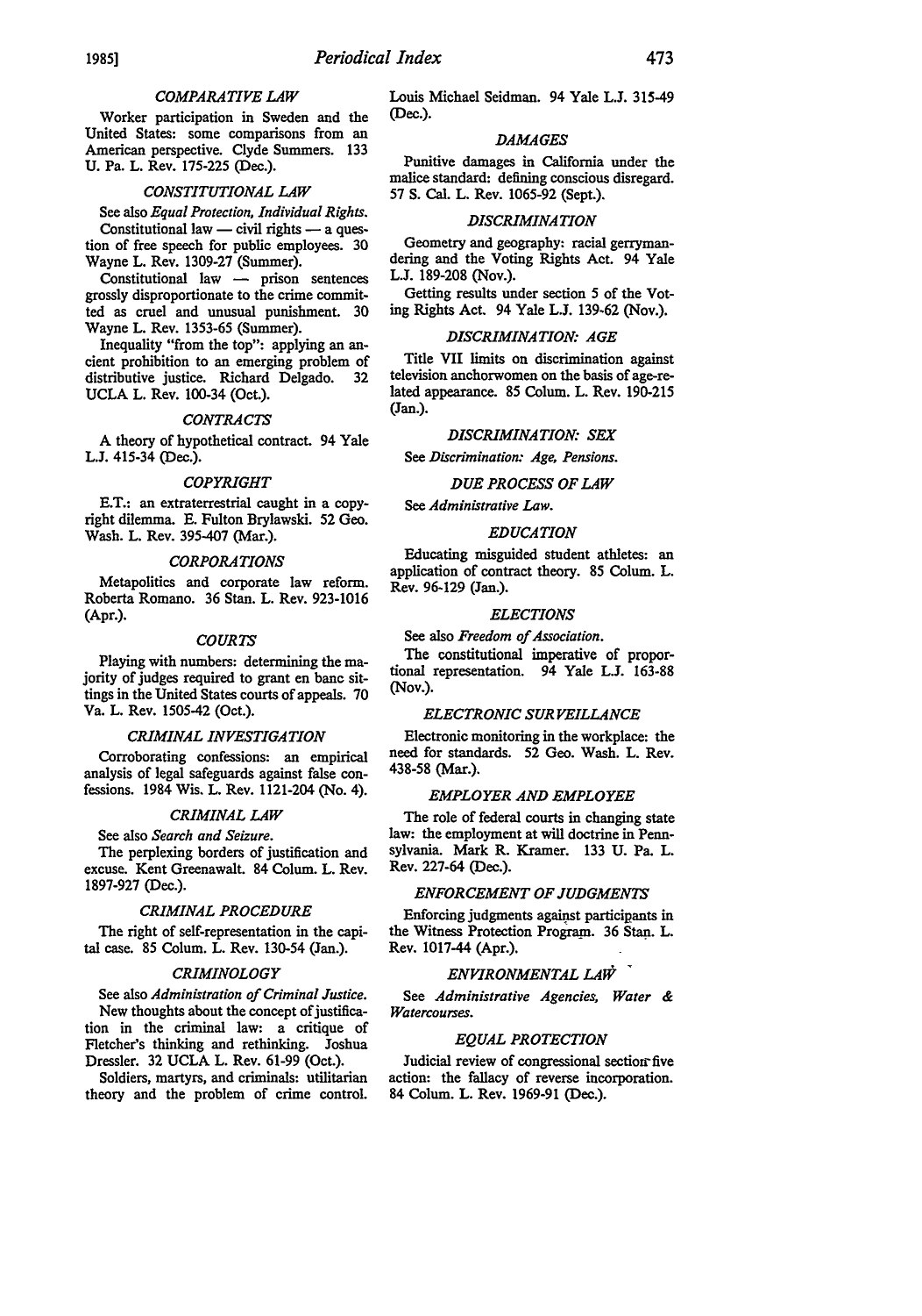### COMPARATIVE LAW

Worker participation in Sweden and the United States: some comparisons from an American perspective. Clyde Summers. 133 U. Pa. L. Rev. 175-225 (Dec.).

### CONSTITUTIONAL LAW

See also *Equal Protection, Individual Rights.*

Constitutional law — civil rights — a question of free speech for public employees. 30 Wayne L. Rev. 1309-27 (Summer).

Constitutional law — prison sentences grossly disproportionate to the crime committed as cruel and unusual punishment. 30 Wayne L. Rev. 1353-65 (Summer).

Inequality "from the top": applying an ancient prohibition to an emerging problem of distributive justice. Richard Delgado. 32 UCLA L. Rev. 100-34 (Oct.).

### CONTRACTS

A theory of hypothetical contract. 94 Yale L.J. 415-34 (Dec.).

### COPYRIGHT

E.T.: an extraterrestrial caught in a copyright dilemma. E. Fulton Brylawski. 52 Geo. Wash. L. Rev. 395-407 (Mar.).

### CORPORATIONS

Metapolitics and corporate law reform. Roberta Romano. 36 Stan. L. Rev. 923-1016 (Apr.).

### COURTS

Playing with numbers: determining the majority of judges required to grant en banc sittings in the United States courts of appeals. 70 Va. L. Rev. 1505-42 (Oct.).

### CRIMINAL INVESTIGATION

Corroborating confessions: an empirical analysis of legal safeguards against false confessions. 1984 Wis. L. Rev. 1121-204 (No. 4).

### CRIMINAL LAW

See also *Search and Seizure.*

The perplexing borders of justification and excuse. Kent Greenawalt. 84 Colum. L. Rev. 1897-927 (Dec.).

### CRIMINAL PROCEDURE

The right of self-representation in the capital case. 85 Colum. L. Rev. 130-54 (Jan.).

### CRIMINOLOGY

See also *Administration of Criminal Justice.*

New thoughts about the concept of justification in the criminal law: a critique of Fletcher's thinking and rethinking. Joshua Dressler. 32 UCLA L. Rev. 61-99 (Oct.).

Soldiers, martyrs, and criminals: utilitarian theory and the problem of crime control. Louis Michael Seidman. 94 Yale L.J. 315-49 (Dec.).

### DAMAGES

Punitive damages in California under the malice standard: defining conscious disregard. 57 S. Cal. L. Rev. 1065-92 (Sept.).

### DISCRIMINATION

Geometry and geography: racial gerrymandering and the Voting Rights Act. 94 Yale L.J. 189-208 (Nov.).

Getting results under section 5 of the Voting Rights Act. 94 Yale L.J. 139-62 (Nov.).

### DISCRIMINATION: AGE

Title VII limits on discrimination against television anchorwomen on the basis of age-related appearance. 85 Colum. L. Rev. 190-215 (Jan.).

### DISCRIMINATION: SEX

See *Discrimination: Age, Pensions.*

### DUE PROCESS OF LAW

See *Administrative Law.*

### EDUCATION

Educating misguided student athletes: an application of contract theory. 85 Colum. L. Rev. 96-129 (Jan.).

### ELECTIONS

See also *Freedom of Association.*

The constitutional imperative of proportional representation. 94 Yale L.J. 163-88 (Nov.).

### ELECTRONIC SURVEILLANCE

Electronic monitoring in the workplace: the need for standards. 52 Geo. Wash. L. Rev. 438-58 (Mar.).

### EMPLOYER AND EMPLOYEE

The role of federal courts in changing state law: the employment at will doctrine in Pennsylvania. Mark R. Kramer. 133 U. Pa. L. Rev. 227-64 (Dec.).

### ENFORCEMENT OF JUDGMENTS

Enforcing judgments against participants in the Witness Protection Program. 36 Stan. L. Rev. 1017-44 (Apr.).

### ENVIRONMENTAL LAW

See *Administrative Agencies, Water & Watercourses.*

### EQUAL PROTECTION

Judicial review of congressional section five action: the fallacy of reverse incorporation. 84 Colum. L. Rev. 1969-91 (Dec.).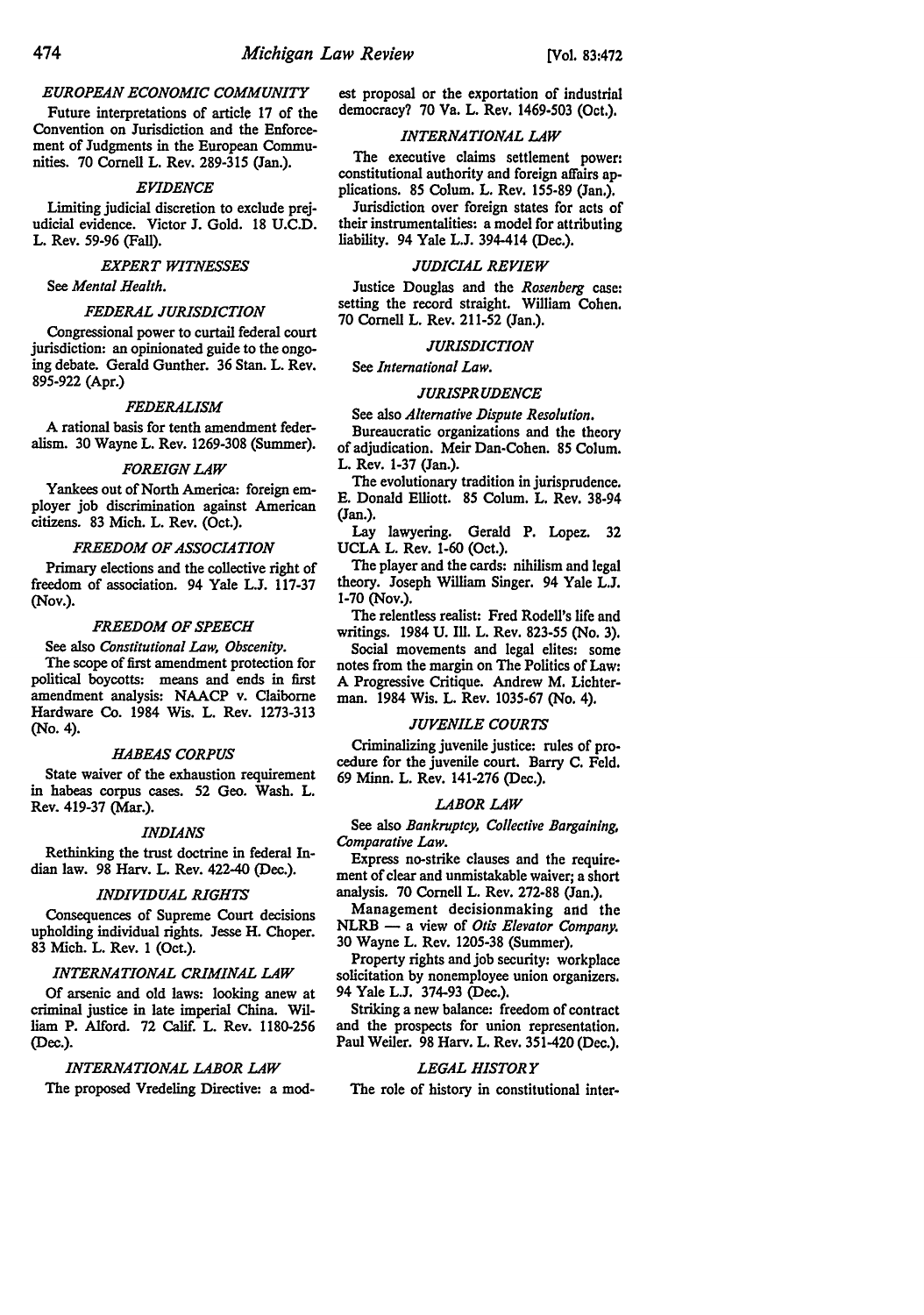### *EUROPEAN ECONOMIC COMMUNITY*

Future interpretations of article 17 of the Convention on Jurisdiction and the Enforcement of Judgments in the European Communities. 70 Cornell L. Rev. 289-315 (Jan.).

### *EVIDENCE*

Limiting judicial discretion to exclude prejudicial evidence. Victor J. Gold. 18 U.C.D. L. Rev. 59-96 (Fall).

### *EXPERT WITNESSES*

See *Mental Health.*

### *FEDERAL JURISDICTION*

Congressional power to curtail federal court jurisdiction: an opinionated guide to the ongoing debate. Gerald Gunther. 36 Stan. L. Rev. 895-922 (Apr.)

### *FEDERALISM*

A rational basis for tenth amendment federalism. 30 Wayne L. Rev. 1269-308 (Summer).

### *FOREIGN LAW*

Yankees out of North America: foreign employer job discrimination against American citizens. 83 Mich. L. Rev. (Oct.).

### *FREEDOM OF ASSOCIATION*

Primary elections and the collective right of freedom of association. 94 Yale L.J. 117-37 (Nov.).

### *FREEDOM OF SPEECH*

See also *Constitutional Law, Obscenity.*

The scope of first amendment protection for political boycotts: means and ends in first amendment analysis: NAACP v. Claiborne Hardware Co. 1984 Wis. L. Rev. 1273-313 (No. 4).

### *HABEAS CORPUS*

State waiver of the exhaustion requirement in habeas corpus cases. 52 Geo. Wash. L. Rev. 419-37 (Mar.).

### *INDIANS*

Rethinking the trust doctrine in federal Indian law. 98 Harv. L. Rev. 422-40 (Dec.).

### *INDIVIDUAL RIGHTS*

Consequences of Supreme Court decisions upholding individual rights. Jesse H. Choper. 83 Mich. L. Rev. 1 (Oct.).

### *INTERNATIONAL CRIMINAL LAW*

Of arsenic and old laws: looking anew at criminal justice in late imperial China. William P. Alford. 72 Calif. L. Rev. 1180-256 (Dec.).

### *INTERNATIONAL LABOR LAW*

The proposed Vredeling Directive: a modest proposal or the exportation of industrial democracy? 70 Va. L. Rev. 1469-503 (Oct.).

### *INTERNATIONAL LAW*

The executive claims settlement power: constitutional authority and foreign affairs applications. 85 Colum. L. Rev. 155-89 (Jan.).

Jurisdiction over foreign states for acts of their instrumentalities: a model for attributing liability. 94 Yale L.J. 394-414 (Dec.).

### *JUDICIAL REVIEW*

Justice Douglas and the *Rosenberg* case: setting the record straight. William Cohen. 70 Cornell L. Rev. 211-52 (Jan.).

### *JURISDICTION*

See *International Law.*

### *JURISPRUDENCE*

See also *Alternative Dispute Resolution.*

Bureaucratic organizations and the theory of adjudication. Meir Dan-Cohen. 85 Colum. L. Rev. 1-37 (Jan.).

The evolutionary tradition in jurisprudence. E. Donald Elliott. 85 Colum. L. Rev. 38-94 (Jan.).

Lay lawyering. Gerald P. Lopez. 32 UCLA L. Rev. 1-60 (Oct.).

The player and the cards: nihilism and legal theory. Joseph William Singer. 94 Yale L.J. 1-70 (Nov.).

The relentless realist: Fred Rodell's life and writings. 1984 U. Ill. L. Rev. 823-55 (No. 3).

Social movements and legal elites: some notes from the margin on The Politics of Law: A Progressive Critique. Andrew M. Lichterman. 1984 Wis. L. Rev. 1035-67 (No. 4).

### *JUVENILE COURTS*

Criminalizing juvenile justice: rules of procedure for the juvenile court. Barry C. Feld. 69 Minn. L. Rev. 141-276 (Dec.).

### *LABOR LAW*

See also *Bankruptcy, Collective Bargaining, Comparative Law.*

Express no-strike clauses and the requirement of clear and unmistakable waiver; a short analysis. 70 Cornell L. Rev. 272-88 (Jan.).

Management decisionmaking and the NLRB — a view of *Otis Elevator Company.* 30 Wayne L. Rev. 1205-38 (Summer).

Property rights and job security: workplace solicitation by nonemployee union organizers. 94 Yale L.J. 374-93 (Dec.).

Striking a new balance: freedom of contract and the prospects for union representation. Paul Weiler. 98 Harv. L. Rev. 351-420 (Dec.).

### *LEGAL HISTORY*

The role of history in constitutional inter-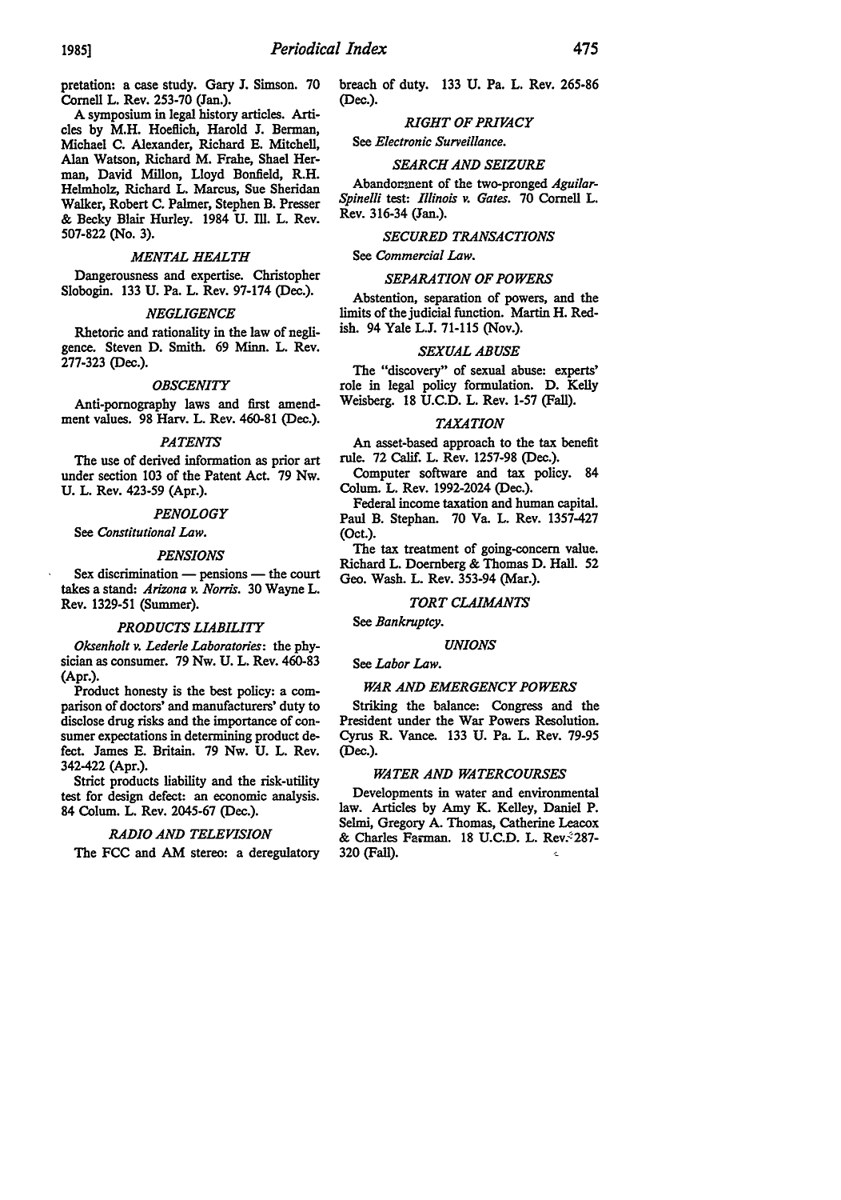pretation: a case study. Gary J. Simson. 70 Cornell L. Rev. 253-70 (Jan.).

A symposium in legal history articles. Articles by M.H. Hoeflich, Harold J. Berman, Michael C. Alexander, Richard E. Mitchell, Alan Watson, Richard M. Frahe, Shael Herman, David Millon, Lloyd Bonfield, R.H. Helmholz, Richard L. Marcus, Sue Sheridan Walker, Robert C. Palmer, Stephen B. Presser & Becky Blair Hurley. 1984 U. Ill. L. Rev. 507-822 (No. 3).

### *MENTAL HEALTH*

Dangerousness and expertise. Christopher Slobogin. 133 U. Pa. L. Rev. 97-174 (Dec.).

### *NEGLIGENCE*

Rhetoric and rationality in the law of negligence. Steven D. Smith. 69 Minn. L. Rev. 277-323 (Dec.).

### *OBSCENITY*

Anti-pornography laws and first amendment values. 98 Harv. L. Rev. 460-81 (Dec.).

### *PATENTS*

The use of derived information as prior art under section 103 of the Patent Act. 79 Nw. U. L. Rev. 423-59 (Apr.).

### *PENOLOGY*

See *Constitutional Law.*

### *PENSIONS*

Sex discrimination — pensions — the court takes a stand: *Arizona v. Norris.* 30 Wayne L. Rev. 1329-51 (Summer).

### *PRODUCTS LIABILITY*

*Oksenholt v. Lederle Laboratories*: the physician as consumer. 79 Nw. U. L. Rev. 460-83 (Apr.).

Product honesty is the best policy: a comparison of doctors' and manufacturers' duty to disclose drug risks and the importance of consumer expectations in determining product defect. James E. Britain. 79 Nw. U. L. Rev. 342-422 (Apr.).

Strict products liability and the risk-utility test for design defect: an economic analysis. 84 Colum. L. Rev. 2045-67 (Dec.).

### *RADIO AND TELEVISION*

The FCC and AM stereo: a deregulatory breach of duty. 133 U. Pa. L. Rev. 265-86 (Dec.).

### *RIGHT OF PRIVACY*

See *Electronic Surveillance.*

### *SEARCH AND SEIZURE*

Abandonment of the two-pronged *Aguilar-Spinelli* test: *Illinois v. Gates.* 70 Cornell L. Rev. 316-34 (Jan.).

### *SECURED TRANSACTIONS*

See *Commercial Law.*

### *SEPARATION OF POWERS*

Abstention, separation of powers, and the limits of the judicial function. Martin H. Redish. 94 Yale L.J. 71-115 (Nov.).

### *SEXUAL ABUSE*

The "discovery" of sexual abuse: experts' role in legal policy formulation. D. Kelly Weisberg. 18 U.C.D. L. Rev. 1-57 (Fall).

### *TAXATION*

An asset-based approach to the tax benefit rule. 72 Calif. L. Rev. 1257-98 (Dec.).

Computer software and tax policy. 84 Colum. L. Rev. 1992-2024 (Dec.).

Federal income taxation and human capital. Paul B. Stephan. 70 Va. L. Rev. 1357-427 (Oct.).

The tax treatment of going-concern value. Richard L. Doernberg & Thomas D. Hall. 52 Geo. Wash. L. Rev. 353-94 (Mar.).

### *TORT CLAIMANTS*

See *Bankruptcy.*

### *UNIONS*

See *Labor Law.*

### *WAR AND EMERGENCY POWERS*

Striking the balance: Congress and the President under the War Powers Resolution. Cyrus R. Vance. 133 U. Pa. L. Rev. 79-95 (Dec.).

### *WATER AND WATERCOURSES*

Developments in water and environmental law. Articles by Amy K. Kelley, Daniel P. Selmi, Gregory A. Thomas, Catherine Leacox & Charles Farman. 18 U.C.D. L. Rev. 287-320 (Fall).